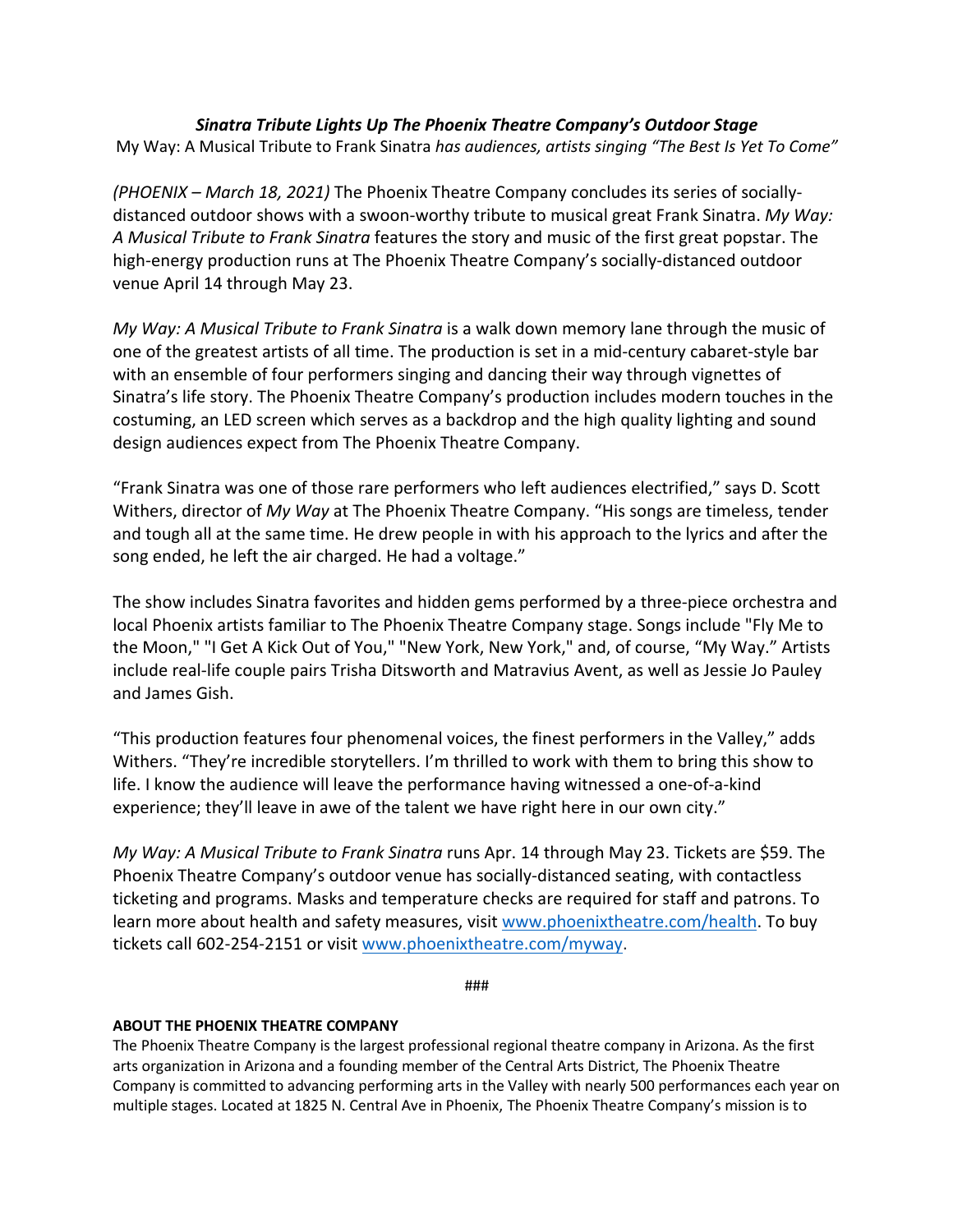## ***Sinatra Tribute Lights Up The Phoenix Theatre Company's Outdoor Stage***

My Way: A Musical Tribute to Frank Sinatra *has audiences, artists singing "The Best Is Yet To Come"*

*(PHOENIX – March 18, 2021)* The Phoenix Theatre Company concludes its series of socially-distanced outdoor shows with a swoon-worthy tribute to musical great Frank Sinatra. *My Way: A Musical Tribute to Frank Sinatra* features the story and music of the first great popstar. The high-energy production runs at The Phoenix Theatre Company's socially-distanced outdoor venue April 14 through May 23.

*My Way: A Musical Tribute to Frank Sinatra* is a walk down memory lane through the music of one of the greatest artists of all time. The production is set in a mid-century cabaret-style bar with an ensemble of four performers singing and dancing their way through vignettes of Sinatra's life story. The Phoenix Theatre Company's production includes modern touches in the costuming, an LED screen which serves as a backdrop and the high quality lighting and sound design audiences expect from The Phoenix Theatre Company.

"Frank Sinatra was one of those rare performers who left audiences electrified," says D. Scott Withers, director of *My Way* at The Phoenix Theatre Company. "His songs are timeless, tender and tough all at the same time. He drew people in with his approach to the lyrics and after the song ended, he left the air charged. He had a voltage."

The show includes Sinatra favorites and hidden gems performed by a three-piece orchestra and local Phoenix artists familiar to The Phoenix Theatre Company stage. Songs include "Fly Me to the Moon," "I Get A Kick Out of You," "New York, New York," and, of course, "My Way." Artists include real-life couple pairs Trisha Ditsworth and Matravius Avent, as well as Jessie Jo Pauley and James Gish.

"This production features four phenomenal voices, the finest performers in the Valley," adds Withers. "They're incredible storytellers. I'm thrilled to work with them to bring this show to life. I know the audience will leave the performance having witnessed a one-of-a-kind experience; they'll leave in awe of the talent we have right here in our own city."

*My Way: A Musical Tribute to Frank Sinatra* runs Apr. 14 through May 23. Tickets are $59. The Phoenix Theatre Company's outdoor venue has socially-distanced seating, with contactless ticketing and programs. Masks and temperature checks are required for staff and patrons. To learn more about health and safety measures, visit [www.phoenixtheatre.com/health](www.phoenixtheatre.com/health). To buy tickets call 602-254-2151 or visit [www.phoenixtheatre.com/myway](www.phoenixtheatre.com/myway).

###

**ABOUT THE PHOENIX THEATRE COMPANY**

The Phoenix Theatre Company is the largest professional regional theatre company in Arizona. As the first arts organization in Arizona and a founding member of the Central Arts District, The Phoenix Theatre Company is committed to advancing performing arts in the Valley with nearly 500 performances each year on multiple stages. Located at 1825 N. Central Ave in Phoenix, The Phoenix Theatre Company's mission is to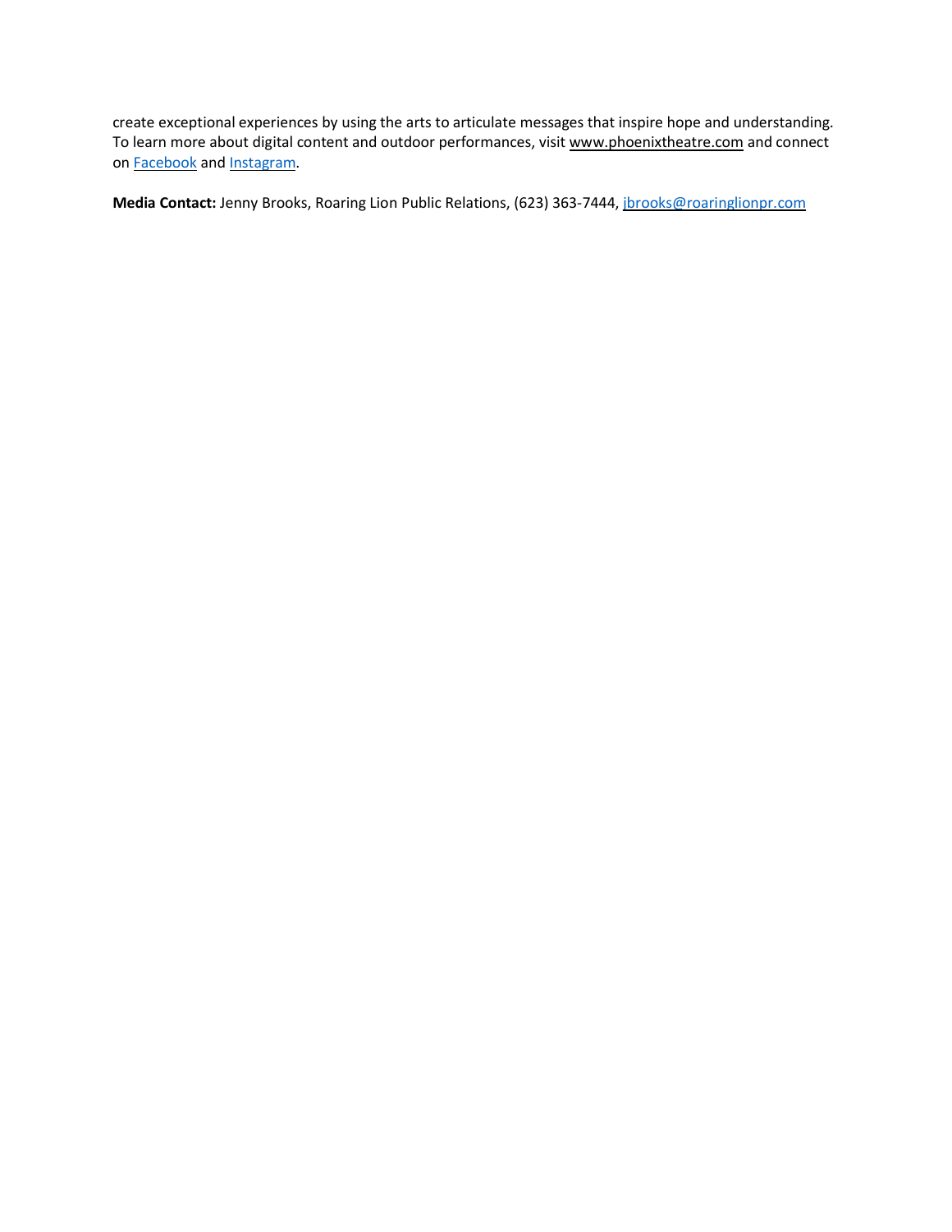create exceptional experiences by using the arts to articulate messages that inspire hope and understanding. To learn more about digital content and outdoor performances, visit www.phoenixtheatre.com and connect on Facebook and Instagram.

**Media Contact:** Jenny Brooks, Roaring Lion Public Relations, (623) 363-7444, jbrooks@roaringlionpr.com